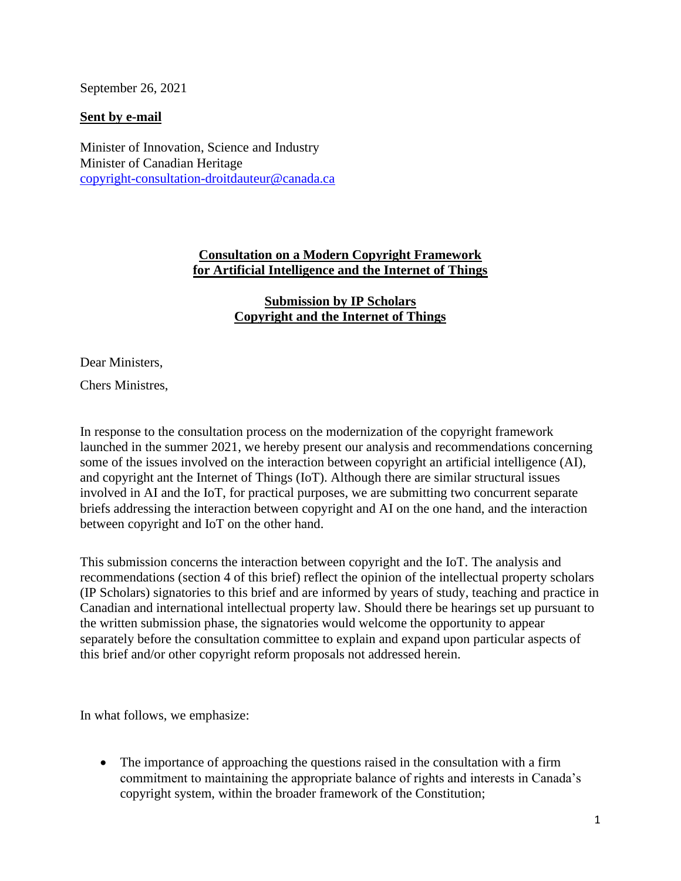September 26, 2021

**Sent by e-mail**

Minister of Innovation, Science and Industry
Minister of Canadian Heritage
copyright-consultation-droitdauteur@canada.ca

**Consultation on a Modern Copyright Framework for Artificial Intelligence and the Internet of Things**

**Submission by IP Scholars**
**Copyright and the Internet of Things**

Dear Ministers,

Chers Ministres,

In response to the consultation process on the modernization of the copyright framework launched in the summer 2021, we hereby present our analysis and recommendations concerning some of the issues involved on the interaction between copyright an artificial intelligence (AI), and copyright ant the Internet of Things (IoT). Although there are similar structural issues involved in AI and the IoT, for practical purposes, we are submitting two concurrent separate briefs addressing the interaction between copyright and AI on the one hand, and the interaction between copyright and IoT on the other hand.

This submission concerns the interaction between copyright and the IoT. The analysis and recommendations (section 4 of this brief) reflect the opinion of the intellectual property scholars (IP Scholars) signatories to this brief and are informed by years of study, teaching and practice in Canadian and international intellectual property law. Should there be hearings set up pursuant to the written submission phase, the signatories would welcome the opportunity to appear separately before the consultation committee to explain and expand upon particular aspects of this brief and/or other copyright reform proposals not addressed herein.

In what follows, we emphasize:

- The importance of approaching the questions raised in the consultation with a firm commitment to maintaining the appropriate balance of rights and interests in Canada's copyright system, within the broader framework of the Constitution;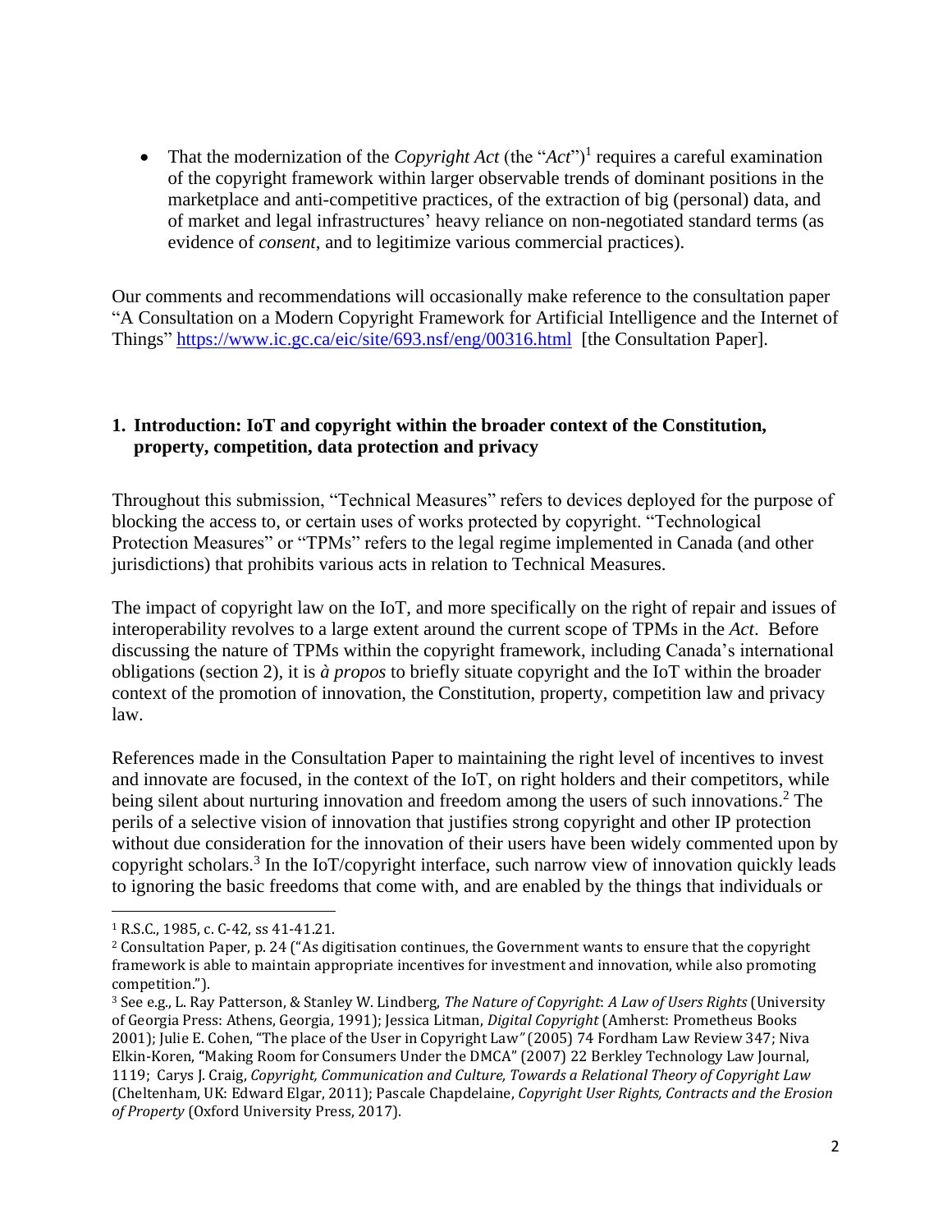- That the modernization of the *Copyright Act* (the "*Act*")[1] requires a careful examination of the copyright framework within larger observable trends of dominant positions in the marketplace and anti-competitive practices, of the extraction of big (personal) data, and of market and legal infrastructures' heavy reliance on non-negotiated standard terms (as evidence of *consent*, and to legitimize various commercial practices).

Our comments and recommendations will occasionally make reference to the consultation paper "A Consultation on a Modern Copyright Framework for Artificial Intelligence and the Internet of Things" https://www.ic.gc.ca/eic/site/693.nsf/eng/00316.html [the Consultation Paper].

## 1. Introduction: IoT and copyright within the broader context of the Constitution, property, competition, data protection and privacy

Throughout this submission, "Technical Measures" refers to devices deployed for the purpose of blocking the access to, or certain uses of works protected by copyright. "Technological Protection Measures" or "TPMs" refers to the legal regime implemented in Canada (and other jurisdictions) that prohibits various acts in relation to Technical Measures.

The impact of copyright law on the IoT, and more specifically on the right of repair and issues of interoperability revolves to a large extent around the current scope of TPMs in the *Act*. Before discussing the nature of TPMs within the copyright framework, including Canada's international obligations (section 2), it is *à propos* to briefly situate copyright and the IoT within the broader context of the promotion of innovation, the Constitution, property, competition law and privacy law.

References made in the Consultation Paper to maintaining the right level of incentives to invest and innovate are focused, in the context of the IoT, on right holders and their competitors, while being silent about nurturing innovation and freedom among the users of such innovations.[2] The perils of a selective vision of innovation that justifies strong copyright and other IP protection without due consideration for the innovation of their users have been widely commented upon by copyright scholars.[3] In the IoT/copyright interface, such narrow view of innovation quickly leads to ignoring the basic freedoms that come with, and are enabled by the things that individuals or

---

[1] R.S.C., 1985, c. C-42, ss 41-41.21.

[2] Consultation Paper, p. 24 ("As digitisation continues, the Government wants to ensure that the copyright framework is able to maintain appropriate incentives for investment and innovation, while also promoting competition.").

[3] See e.g., L. Ray Patterson, & Stanley W. Lindberg, *The Nature of Copyright*: *A Law of Users Rights* (University of Georgia Press: Athens, Georgia, 1991); Jessica Litman, *Digital Copyright* (Amherst: Prometheus Books 2001); Julie E. Cohen, "The place of the User in Copyright Law" (2005) 74 Fordham Law Review 347; Niva Elkin-Koren, "Making Room for Consumers Under the DMCA" (2007) 22 Berkley Technology Law Journal, 1119; Carys J. Craig, *Copyright, Communication and Culture, Towards a Relational Theory of Copyright Law* (Cheltenham, UK: Edward Elgar, 2011); Pascale Chapdelaine, *Copyright User Rights, Contracts and the Erosion of Property* (Oxford University Press, 2017).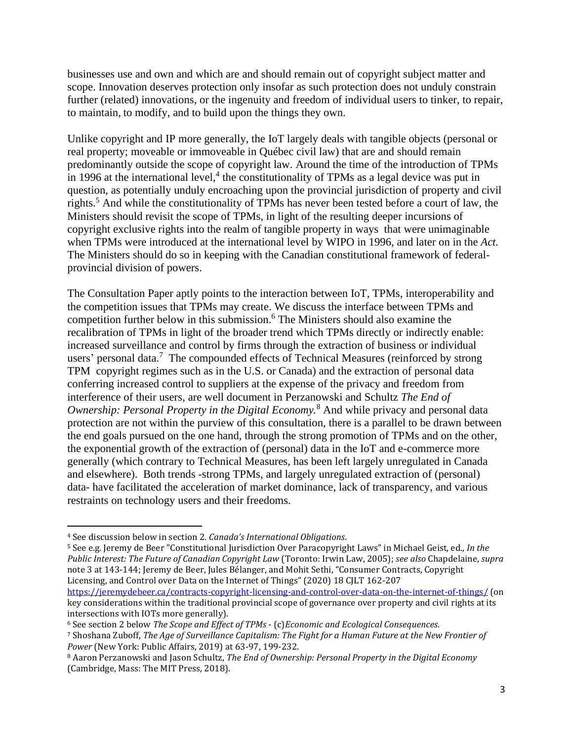businesses use and own and which are and should remain out of copyright subject matter and scope. Innovation deserves protection only insofar as such protection does not unduly constrain further (related) innovations, or the ingenuity and freedom of individual users to tinker, to repair, to maintain, to modify, and to build upon the things they own.

Unlike copyright and IP more generally, the IoT largely deals with tangible objects (personal or real property; moveable or immoveable in Québec civil law) that are and should remain predominantly outside the scope of copyright law. Around the time of the introduction of TPMs in 1996 at the international level,[4] the constitutionality of TPMs as a legal device was put in question, as potentially unduly encroaching upon the provincial jurisdiction of property and civil rights.[5] And while the constitutionality of TPMs has never been tested before a court of law, the Ministers should revisit the scope of TPMs, in light of the resulting deeper incursions of copyright exclusive rights into the realm of tangible property in ways that were unimaginable when TPMs were introduced at the international level by WIPO in 1996, and later on in the *Act.* The Ministers should do so in keeping with the Canadian constitutional framework of federal-provincial division of powers.

The Consultation Paper aptly points to the interaction between IoT, TPMs, interoperability and the competition issues that TPMs may create. We discuss the interface between TPMs and competition further below in this submission.[6] The Ministers should also examine the recalibration of TPMs in light of the broader trend which TPMs directly or indirectly enable: increased surveillance and control by firms through the extraction of business or individual users' personal data.[7] The compounded effects of Technical Measures (reinforced by strong TPM copyright regimes such as in the U.S. or Canada) and the extraction of personal data conferring increased control to suppliers at the expense of the privacy and freedom from interference of their users, are well document in Perzanowski and Schultz *The End of Ownership: Personal Property in the Digital Economy.*[8] And while privacy and personal data protection are not within the purview of this consultation, there is a parallel to be drawn between the end goals pursued on the one hand, through the strong promotion of TPMs and on the other, the exponential growth of the extraction of (personal) data in the IoT and e-commerce more generally (which contrary to Technical Measures, has been left largely unregulated in Canada and elsewhere). Both trends -strong TPMs, and largely unregulated extraction of (personal) data- have facilitated the acceleration of market dominance, lack of transparency, and various restraints on technology users and their freedoms.

---

[4] See discussion below in section 2. *Canada's International Obligations*.

[5] See e.g. Jeremy de Beer "Constitutional Jurisdiction Over Paracopyright Laws" in Michael Geist, ed., *In the Public Interest: The Future of Canadian Copyright Law* (Toronto: Irwin Law, 2005); *see also* Chapdelaine, *supra* note 3 at 143-144; Jeremy de Beer, Jules Bélanger, and Mohit Sethi, "Consumer Contracts, Copyright Licensing, and Control over Data on the Internet of Things" (2020) 18 CJLT 162-207 https://jeremydebeer.ca/contracts-copyright-licensing-and-control-over-data-on-the-internet-of-things/ (on key considerations within the traditional provincial scope of governance over property and civil rights at its intersections with IOTs more generally).

[6] See section 2 below *The Scope and Effect of TPMs* - (c)*Economic and Ecological Consequences.*

[7] Shoshana Zuboff, *The Age of Surveillance Capitalism: The Fight for a Human Future at the New Frontier of Power* (New York: Public Affairs, 2019) at 63-97, 199-232.

[8] Aaron Perzanowski and Jason Schultz, *The End of Ownership: Personal Property in the Digital Economy* (Cambridge, Mass: The MIT Press, 2018).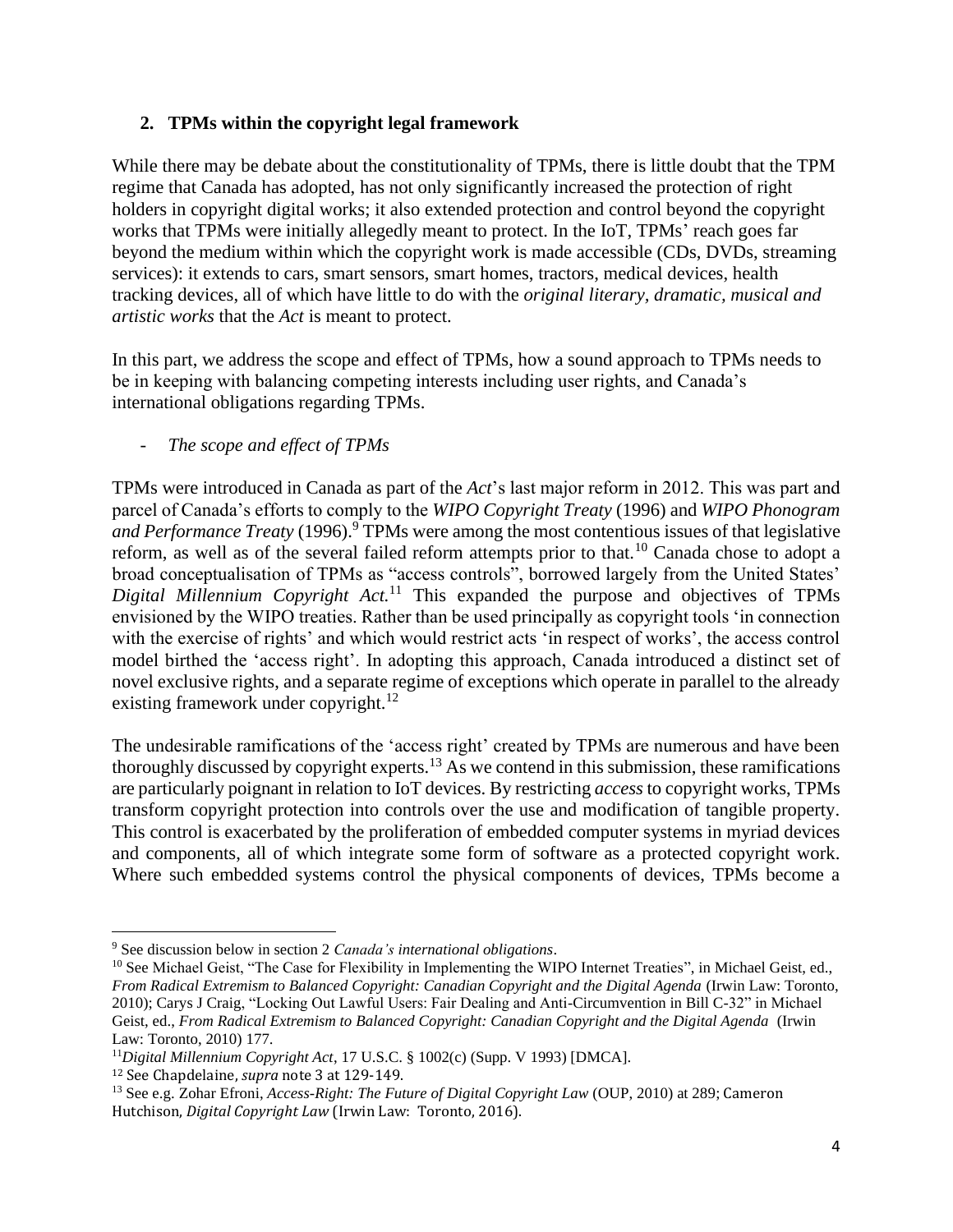## 2. TPMs within the copyright legal framework

While there may be debate about the constitutionality of TPMs, there is little doubt that the TPM regime that Canada has adopted, has not only significantly increased the protection of right holders in copyright digital works; it also extended protection and control beyond the copyright works that TPMs were initially allegedly meant to protect. In the IoT, TPMs' reach goes far beyond the medium within which the copyright work is made accessible (CDs, DVDs, streaming services): it extends to cars, smart sensors, smart homes, tractors, medical devices, health tracking devices, all of which have little to do with the *original literary, dramatic, musical and artistic works* that the *Act* is meant to protect.

In this part, we address the scope and effect of TPMs, how a sound approach to TPMs needs to be in keeping with balancing competing interests including user rights, and Canada's international obligations regarding TPMs.

- *The scope and effect of TPMs*

TPMs were introduced in Canada as part of the *Act*'s last major reform in 2012. This was part and parcel of Canada's efforts to comply to the *WIPO Copyright Treaty* (1996) and *WIPO Phonogram and Performance Treaty* (1996).[9] TPMs were among the most contentious issues of that legislative reform, as well as of the several failed reform attempts prior to that.[10] Canada chose to adopt a broad conceptualisation of TPMs as "access controls", borrowed largely from the United States' *Digital Millennium Copyright Act.*[11] This expanded the purpose and objectives of TPMs envisioned by the WIPO treaties. Rather than be used principally as copyright tools 'in connection with the exercise of rights' and which would restrict acts 'in respect of works', the access control model birthed the 'access right'. In adopting this approach, Canada introduced a distinct set of novel exclusive rights, and a separate regime of exceptions which operate in parallel to the already existing framework under copyright.[12]

The undesirable ramifications of the 'access right' created by TPMs are numerous and have been thoroughly discussed by copyright experts.[13] As we contend in this submission, these ramifications are particularly poignant in relation to IoT devices. By restricting *access* to copyright works, TPMs transform copyright protection into controls over the use and modification of tangible property. This control is exacerbated by the proliferation of embedded computer systems in myriad devices and components, all of which integrate some form of software as a protected copyright work. Where such embedded systems control the physical components of devices, TPMs become a

---

[9] See discussion below in section 2 *Canada's international obligations*.

[10] See Michael Geist, "The Case for Flexibility in Implementing the WIPO Internet Treaties", in Michael Geist, ed., *From Radical Extremism to Balanced Copyright: Canadian Copyright and the Digital Agenda* (Irwin Law: Toronto, 2010); Carys J Craig, "Locking Out Lawful Users: Fair Dealing and Anti-Circumvention in Bill C-32" in Michael Geist, ed., *From Radical Extremism to Balanced Copyright: Canadian Copyright and the Digital Agenda* (Irwin Law: Toronto, 2010) 177.

[11] *Digital Millennium Copyright Act*, 17 U.S.C. § 1002(c) (Supp. V 1993) [DMCA].

[12] See Chapdelaine, *supra* note 3 at 129-149.

[13] See e.g. Zohar Efroni, *Access-Right: The Future of Digital Copyright Law* (OUP, 2010) at 289; Cameron Hutchison, *Digital Copyright Law* (Irwin Law: Toronto, 2016).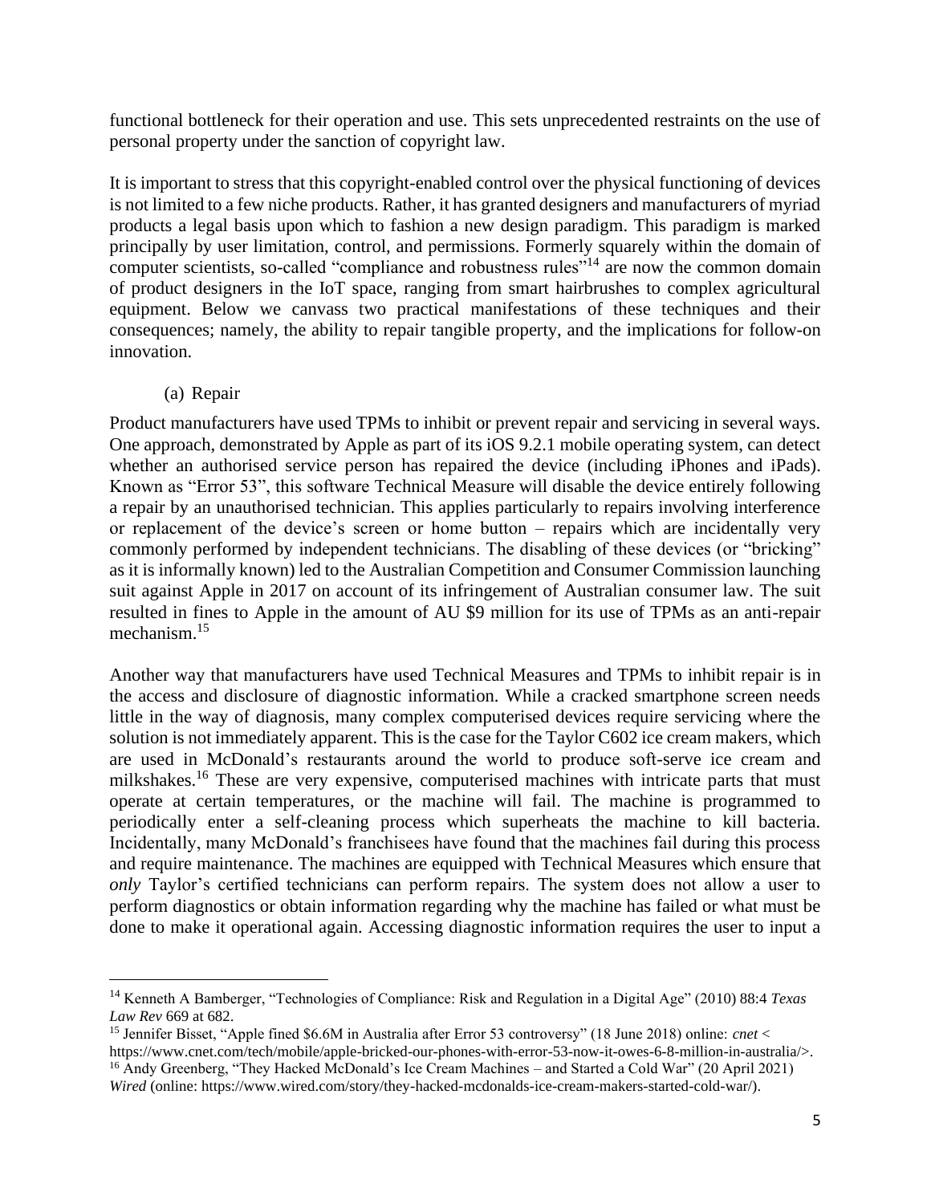functional bottleneck for their operation and use. This sets unprecedented restraints on the use of personal property under the sanction of copyright law.

It is important to stress that this copyright-enabled control over the physical functioning of devices is not limited to a few niche products. Rather, it has granted designers and manufacturers of myriad products a legal basis upon which to fashion a new design paradigm. This paradigm is marked principally by user limitation, control, and permissions. Formerly squarely within the domain of computer scientists, so-called "compliance and robustness rules"[14] are now the common domain of product designers in the IoT space, ranging from smart hairbrushes to complex agricultural equipment. Below we canvass two practical manifestations of these techniques and their consequences; namely, the ability to repair tangible property, and the implications for follow-on innovation.

(a) Repair

Product manufacturers have used TPMs to inhibit or prevent repair and servicing in several ways. One approach, demonstrated by Apple as part of its iOS 9.2.1 mobile operating system, can detect whether an authorised service person has repaired the device (including iPhones and iPads). Known as "Error 53", this software Technical Measure will disable the device entirely following a repair by an unauthorised technician. This applies particularly to repairs involving interference or replacement of the device's screen or home button – repairs which are incidentally very commonly performed by independent technicians. The disabling of these devices (or "bricking" as it is informally known) led to the Australian Competition and Consumer Commission launching suit against Apple in 2017 on account of its infringement of Australian consumer law. The suit resulted in fines to Apple in the amount of AU $9 million for its use of TPMs as an anti-repair mechanism.[15]

Another way that manufacturers have used Technical Measures and TPMs to inhibit repair is in the access and disclosure of diagnostic information. While a cracked smartphone screen needs little in the way of diagnosis, many complex computerised devices require servicing where the solution is not immediately apparent. This is the case for the Taylor C602 ice cream makers, which are used in McDonald's restaurants around the world to produce soft-serve ice cream and milkshakes.[16] These are very expensive, computerised machines with intricate parts that must operate at certain temperatures, or the machine will fail. The machine is programmed to periodically enter a self-cleaning process which superheats the machine to kill bacteria. Incidentally, many McDonald's franchisees have found that the machines fail during this process and require maintenance. The machines are equipped with Technical Measures which ensure that *only* Taylor's certified technicians can perform repairs. The system does not allow a user to perform diagnostics or obtain information regarding why the machine has failed or what must be done to make it operational again. Accessing diagnostic information requires the user to input a

---

[14] Kenneth A Bamberger, "Technologies of Compliance: Risk and Regulation in a Digital Age" (2010) 88:4 *Texas Law Rev* 669 at 682.

[15] Jennifer Bisset, "Apple fined $6.6M in Australia after Error 53 controversy" (18 June 2018) online: *cnet* < https://www.cnet.com/tech/mobile/apple-bricked-our-phones-with-error-53-now-it-owes-6-8-million-in-australia/>.

[16] Andy Greenberg, "They Hacked McDonald's Ice Cream Machines – and Started a Cold War" (20 April 2021) *Wired* (online: https://www.wired.com/story/they-hacked-mcdonalds-ice-cream-makers-started-cold-war/).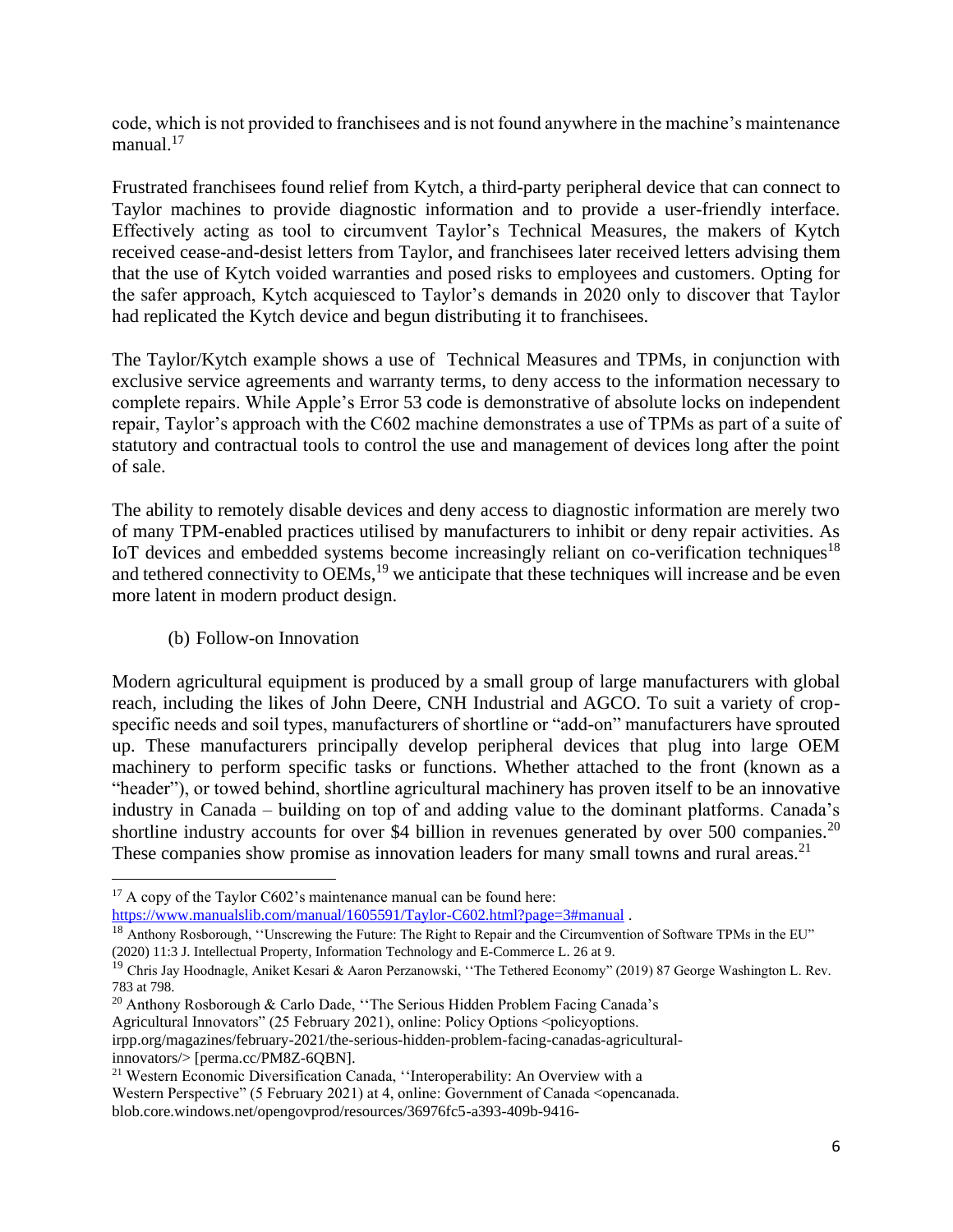code, which is not provided to franchisees and is not found anywhere in the machine's maintenance manual.[17]

Frustrated franchisees found relief from Kytch, a third-party peripheral device that can connect to Taylor machines to provide diagnostic information and to provide a user-friendly interface. Effectively acting as tool to circumvent Taylor's Technical Measures, the makers of Kytch received cease-and-desist letters from Taylor, and franchisees later received letters advising them that the use of Kytch voided warranties and posed risks to employees and customers. Opting for the safer approach, Kytch acquiesced to Taylor's demands in 2020 only to discover that Taylor had replicated the Kytch device and begun distributing it to franchisees.

The Taylor/Kytch example shows a use of Technical Measures and TPMs, in conjunction with exclusive service agreements and warranty terms, to deny access to the information necessary to complete repairs. While Apple's Error 53 code is demonstrative of absolute locks on independent repair, Taylor's approach with the C602 machine demonstrates a use of TPMs as part of a suite of statutory and contractual tools to control the use and management of devices long after the point of sale.

The ability to remotely disable devices and deny access to diagnostic information are merely two of many TPM-enabled practices utilised by manufacturers to inhibit or deny repair activities. As IoT devices and embedded systems become increasingly reliant on co-verification techniques[18] and tethered connectivity to OEMs,[19] we anticipate that these techniques will increase and be even more latent in modern product design.

(b) Follow-on Innovation

Modern agricultural equipment is produced by a small group of large manufacturers with global reach, including the likes of John Deere, CNH Industrial and AGCO. To suit a variety of crop-specific needs and soil types, manufacturers of shortline or "add-on" manufacturers have sprouted up. These manufacturers principally develop peripheral devices that plug into large OEM machinery to perform specific tasks or functions. Whether attached to the front (known as a "header"), or towed behind, shortline agricultural machinery has proven itself to be an innovative industry in Canada – building on top of and adding value to the dominant platforms. Canada's shortline industry accounts for over $4 billion in revenues generated by over 500 companies.[20] These companies show promise as innovation leaders for many small towns and rural areas.[21]

---

[17] A copy of the Taylor C602's maintenance manual can be found here: https://www.manualslib.com/manual/1605591/Taylor-C602.html?page=3#manual .

[18] Anthony Rosborough, ''Unscrewing the Future: The Right to Repair and the Circumvention of Software TPMs in the EU" (2020) 11:3 J. Intellectual Property, Information Technology and E-Commerce L. 26 at 9.

[19] Chris Jay Hoodnagle, Aniket Kesari & Aaron Perzanowski, ''The Tethered Economy" (2019) 87 George Washington L. Rev. 783 at 798.

[20] Anthony Rosborough & Carlo Dade, ''The Serious Hidden Problem Facing Canada's Agricultural Innovators" (25 February 2021), online: Policy Options <policyoptions.irpp.org/magazines/february-2021/the-serious-hidden-problem-facing-canadas-agricultural-innovators/> [perma.cc/PM8Z-6QBN].

[21] Western Economic Diversification Canada, ''Interoperability: An Overview with a Western Perspective" (5 February 2021) at 4, online: Government of Canada <opencanada.blob.core.windows.net/opengovprod/resources/36976fc5-a393-409b-9416-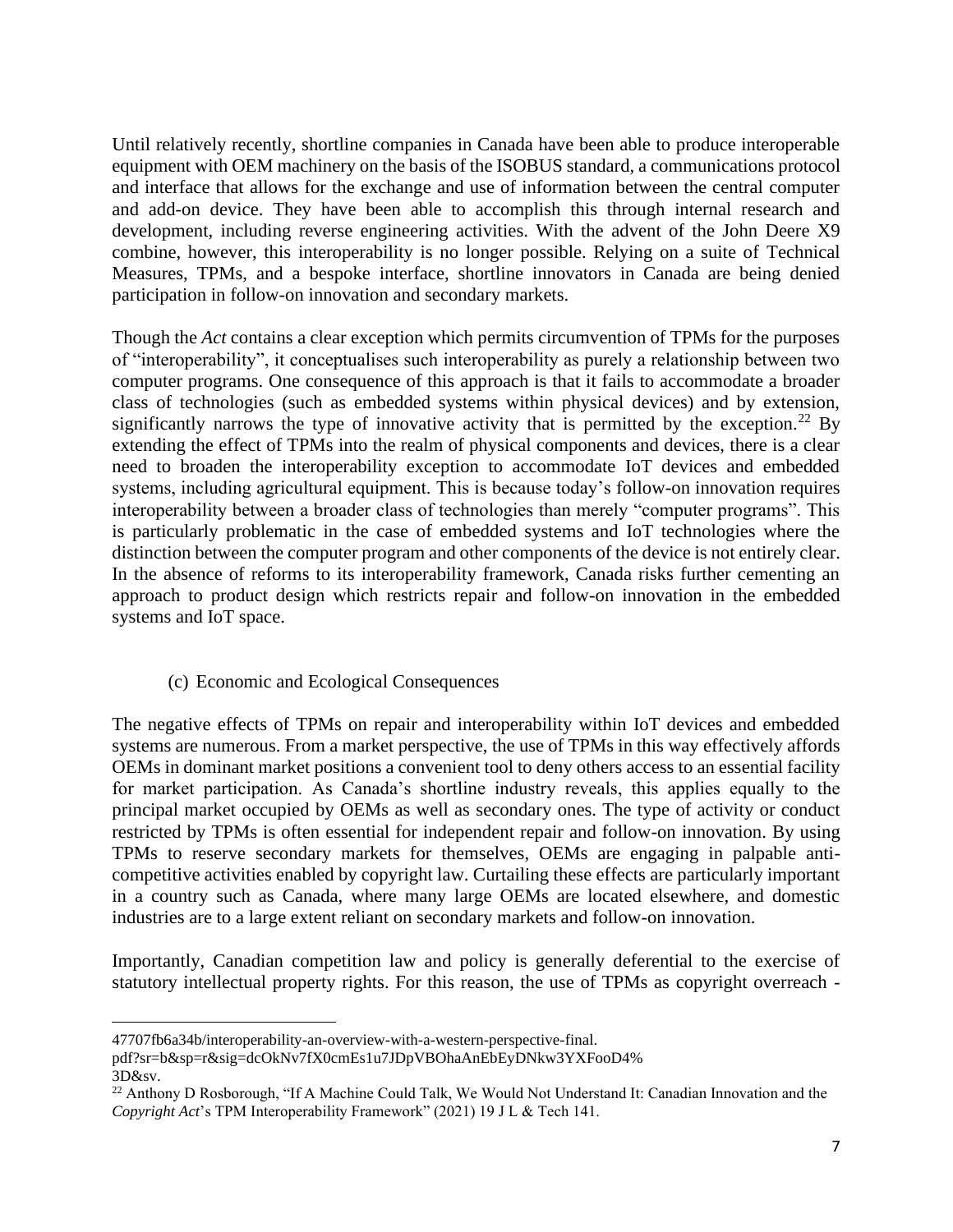Until relatively recently, shortline companies in Canada have been able to produce interoperable equipment with OEM machinery on the basis of the ISOBUS standard, a communications protocol and interface that allows for the exchange and use of information between the central computer and add-on device. They have been able to accomplish this through internal research and development, including reverse engineering activities. With the advent of the John Deere X9 combine, however, this interoperability is no longer possible. Relying on a suite of Technical Measures, TPMs, and a bespoke interface, shortline innovators in Canada are being denied participation in follow-on innovation and secondary markets.

Though the *Act* contains a clear exception which permits circumvention of TPMs for the purposes of "interoperability", it conceptualises such interoperability as purely a relationship between two computer programs. One consequence of this approach is that it fails to accommodate a broader class of technologies (such as embedded systems within physical devices) and by extension, significantly narrows the type of innovative activity that is permitted by the exception.[22] By extending the effect of TPMs into the realm of physical components and devices, there is a clear need to broaden the interoperability exception to accommodate IoT devices and embedded systems, including agricultural equipment. This is because today's follow-on innovation requires interoperability between a broader class of technologies than merely "computer programs". This is particularly problematic in the case of embedded systems and IoT technologies where the distinction between the computer program and other components of the device is not entirely clear. In the absence of reforms to its interoperability framework, Canada risks further cementing an approach to product design which restricts repair and follow-on innovation in the embedded systems and IoT space.

### (c) Economic and Ecological Consequences

The negative effects of TPMs on repair and interoperability within IoT devices and embedded systems are numerous. From a market perspective, the use of TPMs in this way effectively affords OEMs in dominant market positions a convenient tool to deny others access to an essential facility for market participation. As Canada's shortline industry reveals, this applies equally to the principal market occupied by OEMs as well as secondary ones. The type of activity or conduct restricted by TPMs is often essential for independent repair and follow-on innovation. By using TPMs to reserve secondary markets for themselves, OEMs are engaging in palpable anti-competitive activities enabled by copyright law. Curtailing these effects are particularly important in a country such as Canada, where many large OEMs are located elsewhere, and domestic industries are to a large extent reliant on secondary markets and follow-on innovation.

Importantly, Canadian competition law and policy is generally deferential to the exercise of statutory intellectual property rights. For this reason, the use of TPMs as copyright overreach -

---

47707fb6a34b/interoperability-an-overview-with-a-western-perspective-final.pdf?sr=b&sp=r&sig=dcOkNv7fX0cmEs1u7JDpVBOhaAnEbEyDNkw3YXFooD4%3D&sv.

[22] Anthony D Rosborough, "If A Machine Could Talk, We Would Not Understand It: Canadian Innovation and the *Copyright Act*'s TPM Interoperability Framework" (2021) 19 J L & Tech 141.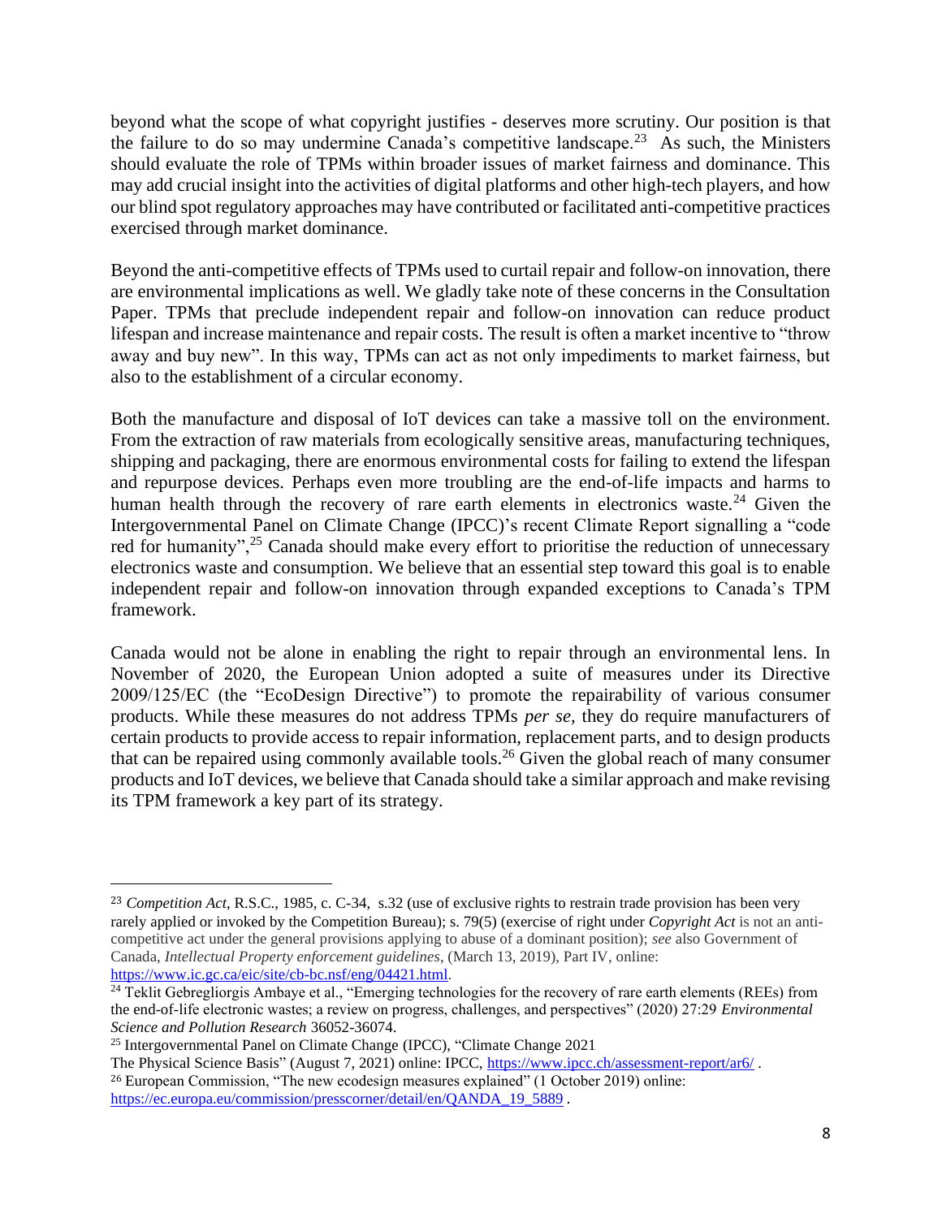beyond what the scope of what copyright justifies - deserves more scrutiny. Our position is that the failure to do so may undermine Canada's competitive landscape.[23] As such, the Ministers should evaluate the role of TPMs within broader issues of market fairness and dominance. This may add crucial insight into the activities of digital platforms and other high-tech players, and how our blind spot regulatory approaches may have contributed or facilitated anti-competitive practices exercised through market dominance.

Beyond the anti-competitive effects of TPMs used to curtail repair and follow-on innovation, there are environmental implications as well. We gladly take note of these concerns in the Consultation Paper. TPMs that preclude independent repair and follow-on innovation can reduce product lifespan and increase maintenance and repair costs. The result is often a market incentive to "throw away and buy new". In this way, TPMs can act as not only impediments to market fairness, but also to the establishment of a circular economy.

Both the manufacture and disposal of IoT devices can take a massive toll on the environment. From the extraction of raw materials from ecologically sensitive areas, manufacturing techniques, shipping and packaging, there are enormous environmental costs for failing to extend the lifespan and repurpose devices. Perhaps even more troubling are the end-of-life impacts and harms to human health through the recovery of rare earth elements in electronics waste.[24] Given the Intergovernmental Panel on Climate Change (IPCC)'s recent Climate Report signalling a "code red for humanity",[25] Canada should make every effort to prioritise the reduction of unnecessary electronics waste and consumption. We believe that an essential step toward this goal is to enable independent repair and follow-on innovation through expanded exceptions to Canada's TPM framework.

Canada would not be alone in enabling the right to repair through an environmental lens. In November of 2020, the European Union adopted a suite of measures under its Directive 2009/125/EC (the "EcoDesign Directive") to promote the repairability of various consumer products. While these measures do not address TPMs *per se*, they do require manufacturers of certain products to provide access to repair information, replacement parts, and to design products that can be repaired using commonly available tools.[26] Given the global reach of many consumer products and IoT devices, we believe that Canada should take a similar approach and make revising its TPM framework a key part of its strategy.

---

[23] *Competition Act*, R.S.C., 1985, c. C-34, s.32 (use of exclusive rights to restrain trade provision has been very rarely applied or invoked by the Competition Bureau); s. 79(5) (exercise of right under *Copyright Act* is not an anti-competitive act under the general provisions applying to abuse of a dominant position); *see* also Government of Canada, *Intellectual Property enforcement guidelines*, (March 13, 2019), Part IV, online: https://www.ic.gc.ca/eic/site/cb-bc.nsf/eng/04421.html.

[24] Teklit Gebregliorgis Ambaye et al., "Emerging technologies for the recovery of rare earth elements (REEs) from the end-of-life electronic wastes; a review on progress, challenges, and perspectives" (2020) 27:29 *Environmental Science and Pollution Research* 36052-36074.

[25] Intergovernmental Panel on Climate Change (IPCC), "Climate Change 2021 The Physical Science Basis" (August 7, 2021) online: IPCC, https://www.ipcc.ch/assessment-report/ar6/ .

[26] European Commission, "The new ecodesign measures explained" (1 October 2019) online: https://ec.europa.eu/commission/presscorner/detail/en/QANDA_19_5889 .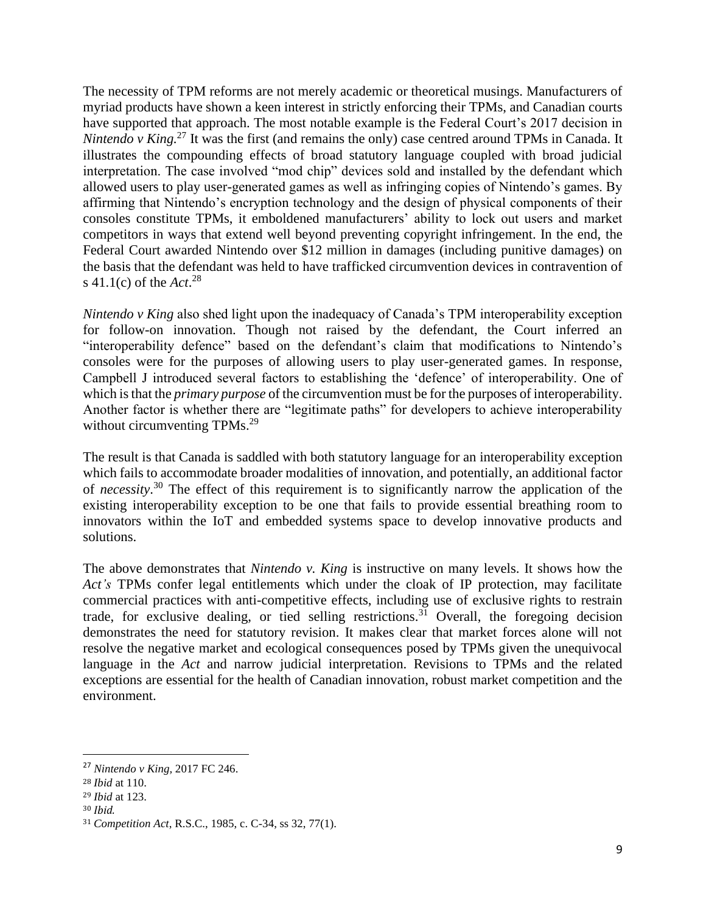The necessity of TPM reforms are not merely academic or theoretical musings. Manufacturers of myriad products have shown a keen interest in strictly enforcing their TPMs, and Canadian courts have supported that approach. The most notable example is the Federal Court's 2017 decision in *Nintendo v King.*[27] It was the first (and remains the only) case centred around TPMs in Canada. It illustrates the compounding effects of broad statutory language coupled with broad judicial interpretation. The case involved "mod chip" devices sold and installed by the defendant which allowed users to play user-generated games as well as infringing copies of Nintendo's games. By affirming that Nintendo's encryption technology and the design of physical components of their consoles constitute TPMs, it emboldened manufacturers' ability to lock out users and market competitors in ways that extend well beyond preventing copyright infringement. In the end, the Federal Court awarded Nintendo over $12 million in damages (including punitive damages) on the basis that the defendant was held to have trafficked circumvention devices in contravention of s 41.1(c) of the *Act*.[28]

*Nintendo v King* also shed light upon the inadequacy of Canada's TPM interoperability exception for follow-on innovation. Though not raised by the defendant, the Court inferred an "interoperability defence" based on the defendant's claim that modifications to Nintendo's consoles were for the purposes of allowing users to play user-generated games. In response, Campbell J introduced several factors to establishing the 'defence' of interoperability. One of which is that the *primary purpose* of the circumvention must be for the purposes of interoperability. Another factor is whether there are "legitimate paths" for developers to achieve interoperability without circumventing TPMs.[29]

The result is that Canada is saddled with both statutory language for an interoperability exception which fails to accommodate broader modalities of innovation, and potentially, an additional factor of *necessity*.[30] The effect of this requirement is to significantly narrow the application of the existing interoperability exception to be one that fails to provide essential breathing room to innovators within the IoT and embedded systems space to develop innovative products and solutions.

The above demonstrates that *Nintendo v. King* is instructive on many levels. It shows how the *Act's* TPMs confer legal entitlements which under the cloak of IP protection, may facilitate commercial practices with anti-competitive effects, including use of exclusive rights to restrain trade, for exclusive dealing, or tied selling restrictions.[31] Overall, the foregoing decision demonstrates the need for statutory revision. It makes clear that market forces alone will not resolve the negative market and ecological consequences posed by TPMs given the unequivocal language in the *Act* and narrow judicial interpretation. Revisions to TPMs and the related exceptions are essential for the health of Canadian innovation, robust market competition and the environment.

---

[27] *Nintendo v King*, 2017 FC 246.

[28] *Ibid* at 110.

[29] *Ibid* at 123.

[30] *Ibid.*

[31] *Competition Act*, R.S.C., 1985, c. C-34, ss 32, 77(1).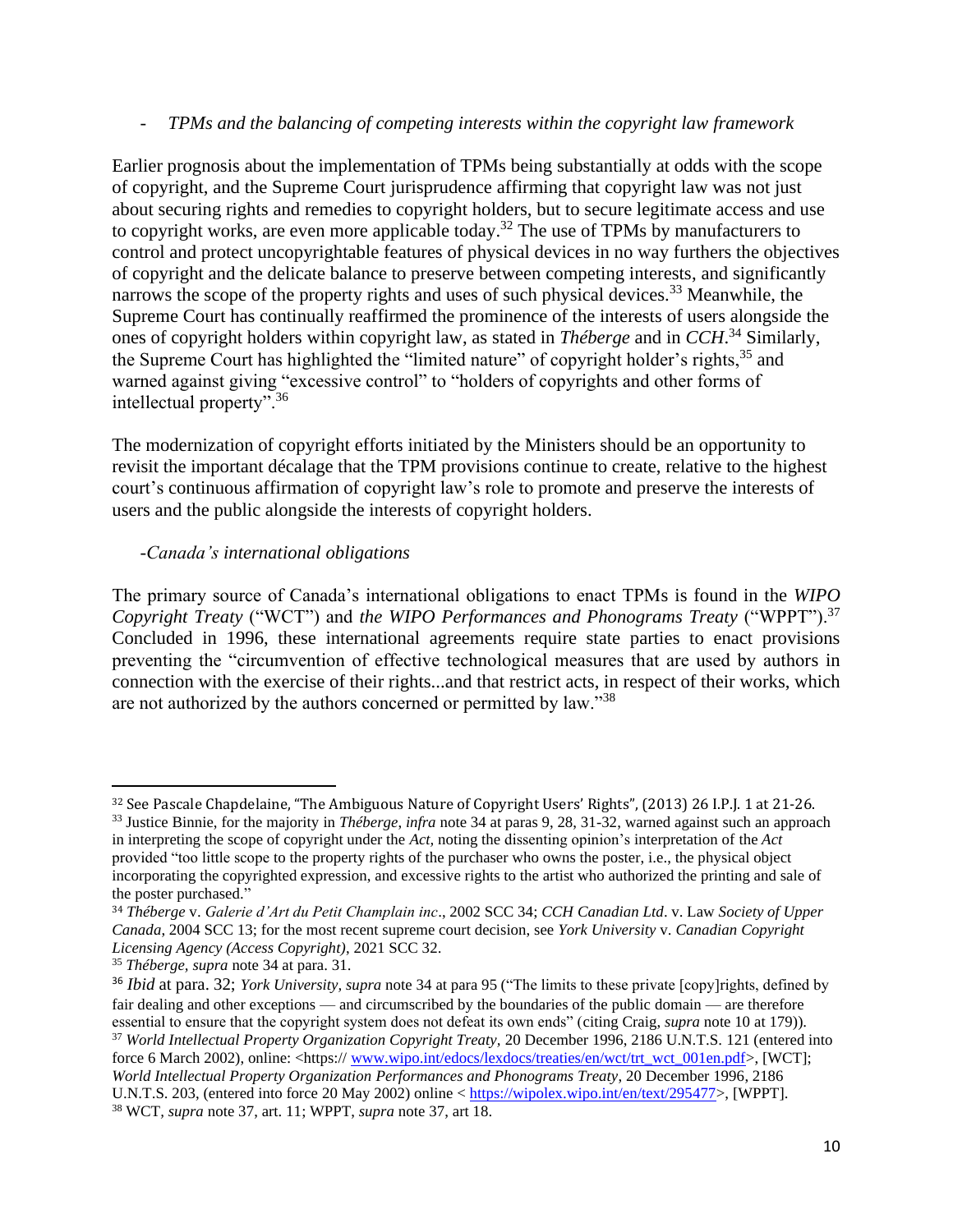- *TPMs and the balancing of competing interests within the copyright law framework*

Earlier prognosis about the implementation of TPMs being substantially at odds with the scope of copyright, and the Supreme Court jurisprudence affirming that copyright law was not just about securing rights and remedies to copyright holders, but to secure legitimate access and use to copyright works, are even more applicable today.[32] The use of TPMs by manufacturers to control and protect uncopyrightable features of physical devices in no way furthers the objectives of copyright and the delicate balance to preserve between competing interests, and significantly narrows the scope of the property rights and uses of such physical devices.[33] Meanwhile, the Supreme Court has continually reaffirmed the prominence of the interests of users alongside the ones of copyright holders within copyright law, as stated in *Théberge* and in *CCH*.[34] Similarly, the Supreme Court has highlighted the "limited nature" of copyright holder's rights,[35] and warned against giving "excessive control" to "holders of copyrights and other forms of intellectual property".[36]

The modernization of copyright efforts initiated by the Ministers should be an opportunity to revisit the important décalage that the TPM provisions continue to create, relative to the highest court's continuous affirmation of copyright law's role to promote and preserve the interests of users and the public alongside the interests of copyright holders.

-*Canada's international obligations*

The primary source of Canada's international obligations to enact TPMs is found in the *WIPO Copyright Treaty* ("WCT") and *the WIPO Performances and Phonograms Treaty* ("WPPT").[37] Concluded in 1996, these international agreements require state parties to enact provisions preventing the "circumvention of effective technological measures that are used by authors in connection with the exercise of their rights...and that restrict acts, in respect of their works, which are not authorized by the authors concerned or permitted by law."[38]

---

[32] See Pascale Chapdelaine, "The Ambiguous Nature of Copyright Users' Rights", (2013) 26 I.P.J. 1 at 21-26.

[33] Justice Binnie, for the majority in *Théberge*, *infra* note 34 at paras 9, 28, 31-32, warned against such an approach in interpreting the scope of copyright under the *Act*, noting the dissenting opinion's interpretation of the *Act* provided "too little scope to the property rights of the purchaser who owns the poster, i.e., the physical object incorporating the copyrighted expression, and excessive rights to the artist who authorized the printing and sale of the poster purchased."

[34] *Théberge* v. *Galerie d'Art du Petit Champlain inc*., 2002 SCC 34; *CCH Canadian Ltd*. v. Law *Society of Upper Canada*, 2004 SCC 13; for the most recent supreme court decision, see *York University* v. *Canadian Copyright Licensing Agency (Access Copyright)*, 2021 SCC 32.

[35] *Théberge*, *supra* note 34 at para. 31.

[36] *Ibid* at para. 32; *York University, supra* note 34 at para 95 ("The limits to these private [copy]rights, defined by fair dealing and other exceptions — and circumscribed by the boundaries of the public domain — are therefore essential to ensure that the copyright system does not defeat its own ends" (citing Craig, *supra* note 10 at 179)).

[37] *World Intellectual Property Organization Copyright Treaty*, 20 December 1996, 2186 U.N.T.S. 121 (entered into force 6 March 2002), online: <https:// www.wipo.int/edocs/lexdocs/treaties/en/wct/trt_wct_001en.pdf>, [WCT]; *World Intellectual Property Organization Performances and Phonograms Treaty*, 20 December 1996, 2186 U.N.T.S. 203, (entered into force 20 May 2002) online < https://wipolex.wipo.int/en/text/295477>, [WPPT].

[38] WCT, *supra* note 37, art. 11; WPPT, *supra* note 37, art 18.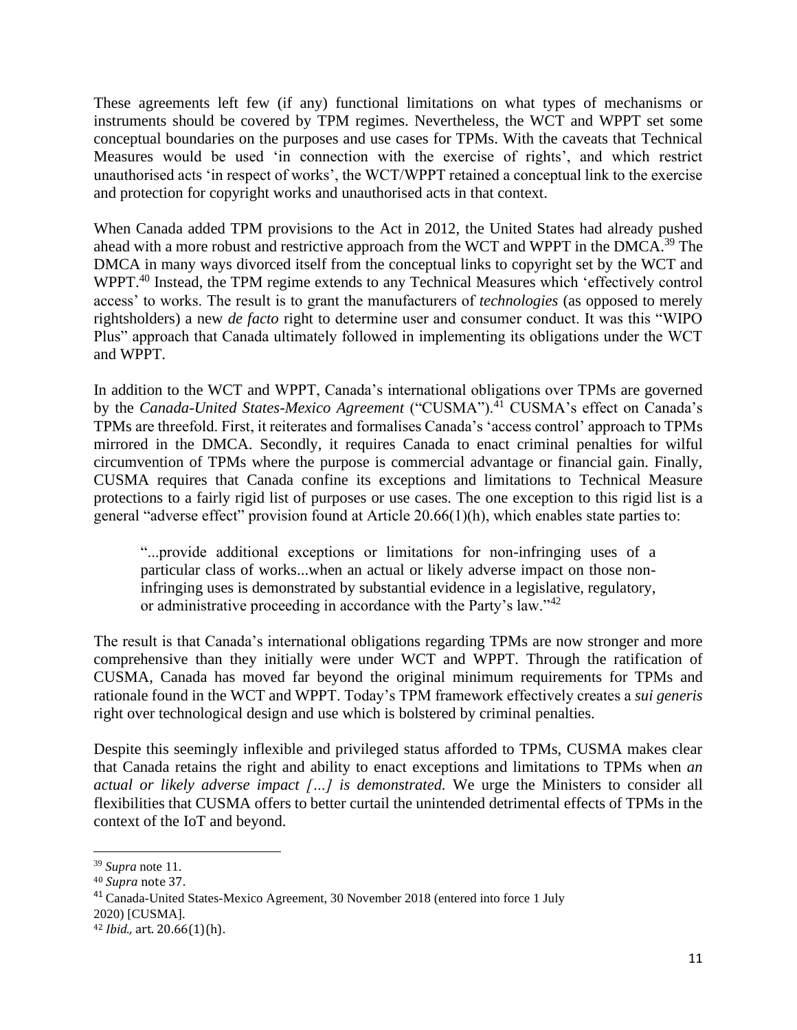These agreements left few (if any) functional limitations on what types of mechanisms or instruments should be covered by TPM regimes. Nevertheless, the WCT and WPPT set some conceptual boundaries on the purposes and use cases for TPMs. With the caveats that Technical Measures would be used 'in connection with the exercise of rights', and which restrict unauthorised acts 'in respect of works', the WCT/WPPT retained a conceptual link to the exercise and protection for copyright works and unauthorised acts in that context.

When Canada added TPM provisions to the Act in 2012, the United States had already pushed ahead with a more robust and restrictive approach from the WCT and WPPT in the DMCA.[39] The DMCA in many ways divorced itself from the conceptual links to copyright set by the WCT and WPPT.[40] Instead, the TPM regime extends to any Technical Measures which 'effectively control access' to works. The result is to grant the manufacturers of *technologies* (as opposed to merely rightsholders) a new *de facto* right to determine user and consumer conduct. It was this "WIPO Plus" approach that Canada ultimately followed in implementing its obligations under the WCT and WPPT.

In addition to the WCT and WPPT, Canada's international obligations over TPMs are governed by the *Canada-United States-Mexico Agreement* ("CUSMA").[41] CUSMA's effect on Canada's TPMs are threefold. First, it reiterates and formalises Canada's 'access control' approach to TPMs mirrored in the DMCA. Secondly, it requires Canada to enact criminal penalties for wilful circumvention of TPMs where the purpose is commercial advantage or financial gain. Finally, CUSMA requires that Canada confine its exceptions and limitations to Technical Measure protections to a fairly rigid list of purposes or use cases. The one exception to this rigid list is a general "adverse effect" provision found at Article 20.66(1)(h), which enables state parties to:

> "...provide additional exceptions or limitations for non-infringing uses of a particular class of works...when an actual or likely adverse impact on those non-infringing uses is demonstrated by substantial evidence in a legislative, regulatory, or administrative proceeding in accordance with the Party's law."[42]

The result is that Canada's international obligations regarding TPMs are now stronger and more comprehensive than they initially were under WCT and WPPT. Through the ratification of CUSMA, Canada has moved far beyond the original minimum requirements for TPMs and rationale found in the WCT and WPPT. Today's TPM framework effectively creates a *sui generis* right over technological design and use which is bolstered by criminal penalties.

Despite this seemingly inflexible and privileged status afforded to TPMs, CUSMA makes clear that Canada retains the right and ability to enact exceptions and limitations to TPMs when *an actual or likely adverse impact […] is demonstrated.* We urge the Ministers to consider all flexibilities that CUSMA offers to better curtail the unintended detrimental effects of TPMs in the context of the IoT and beyond.

---

[39] *Supra* note 11.

[40] *Supra* note 37.

[41] Canada-United States-Mexico Agreement, 30 November 2018 (entered into force 1 July 2020) [CUSMA].

[42] *Ibid.,* art. 20.66(1)(h).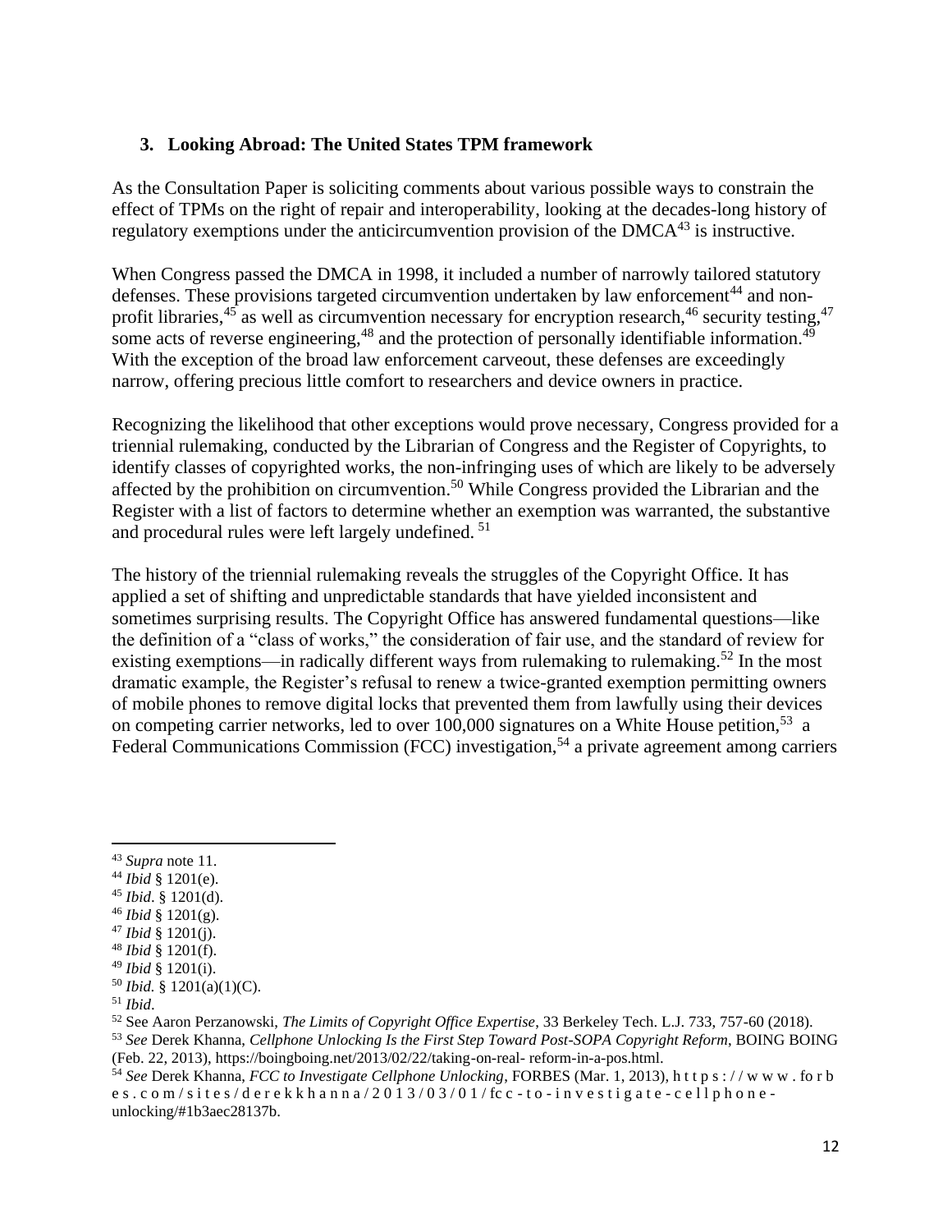### 3. Looking Abroad: The United States TPM framework

As the Consultation Paper is soliciting comments about various possible ways to constrain the effect of TPMs on the right of repair and interoperability, looking at the decades-long history of regulatory exemptions under the anticircumvention provision of the DMCA[43] is instructive.

When Congress passed the DMCA in 1998, it included a number of narrowly tailored statutory defenses. These provisions targeted circumvention undertaken by law enforcement[44] and non-profit libraries,[45] as well as circumvention necessary for encryption research,[46] security testing,[47] some acts of reverse engineering,[48] and the protection of personally identifiable information.[49] With the exception of the broad law enforcement carveout, these defenses are exceedingly narrow, offering precious little comfort to researchers and device owners in practice.

Recognizing the likelihood that other exceptions would prove necessary, Congress provided for a triennial rulemaking, conducted by the Librarian of Congress and the Register of Copyrights, to identify classes of copyrighted works, the non-infringing uses of which are likely to be adversely affected by the prohibition on circumvention.[50] While Congress provided the Librarian and the Register with a list of factors to determine whether an exemption was warranted, the substantive and procedural rules were left largely undefined.[51]

The history of the triennial rulemaking reveals the struggles of the Copyright Office. It has applied a set of shifting and unpredictable standards that have yielded inconsistent and sometimes surprising results. The Copyright Office has answered fundamental questions—like the definition of a "class of works," the consideration of fair use, and the standard of review for existing exemptions—in radically different ways from rulemaking to rulemaking.[52] In the most dramatic example, the Register's refusal to renew a twice-granted exemption permitting owners of mobile phones to remove digital locks that prevented them from lawfully using their devices on competing carrier networks, led to over 100,000 signatures on a White House petition,[53] a Federal Communications Commission (FCC) investigation,[54] a private agreement among carriers

---

[43] *Supra* note 11.

[44] *Ibid* § 1201(e).

[45] *Ibid*. § 1201(d).

[46] *Ibid* § 1201(g).

[47] *Ibid* § 1201(j).

[48] *Ibid* § 1201(f).

[49] *Ibid* § 1201(i).

[50] *Ibid.* § 1201(a)(1)(C).

[51] *Ibid*.

[52] See Aaron Perzanowski, *The Limits of Copyright Office Expertise*, 33 Berkeley Tech. L.J. 733, 757-60 (2018).

[53] *See* Derek Khanna, *Cellphone Unlocking Is the First Step Toward Post-SOPA Copyright Reform*, BOING BOING (Feb. 22, 2013), https://boingboing.net/2013/02/22/taking-on-real- reform-in-a-pos.html.

[54] *See* Derek Khanna, *FCC to Investigate Cellphone Unlocking*, FORBES (Mar. 1, 2013), https://www.forbes.com/sites/derekkhanna/2013/03/01/fcc-to-investigate-cellphone-unlocking/#1b3aec28137b.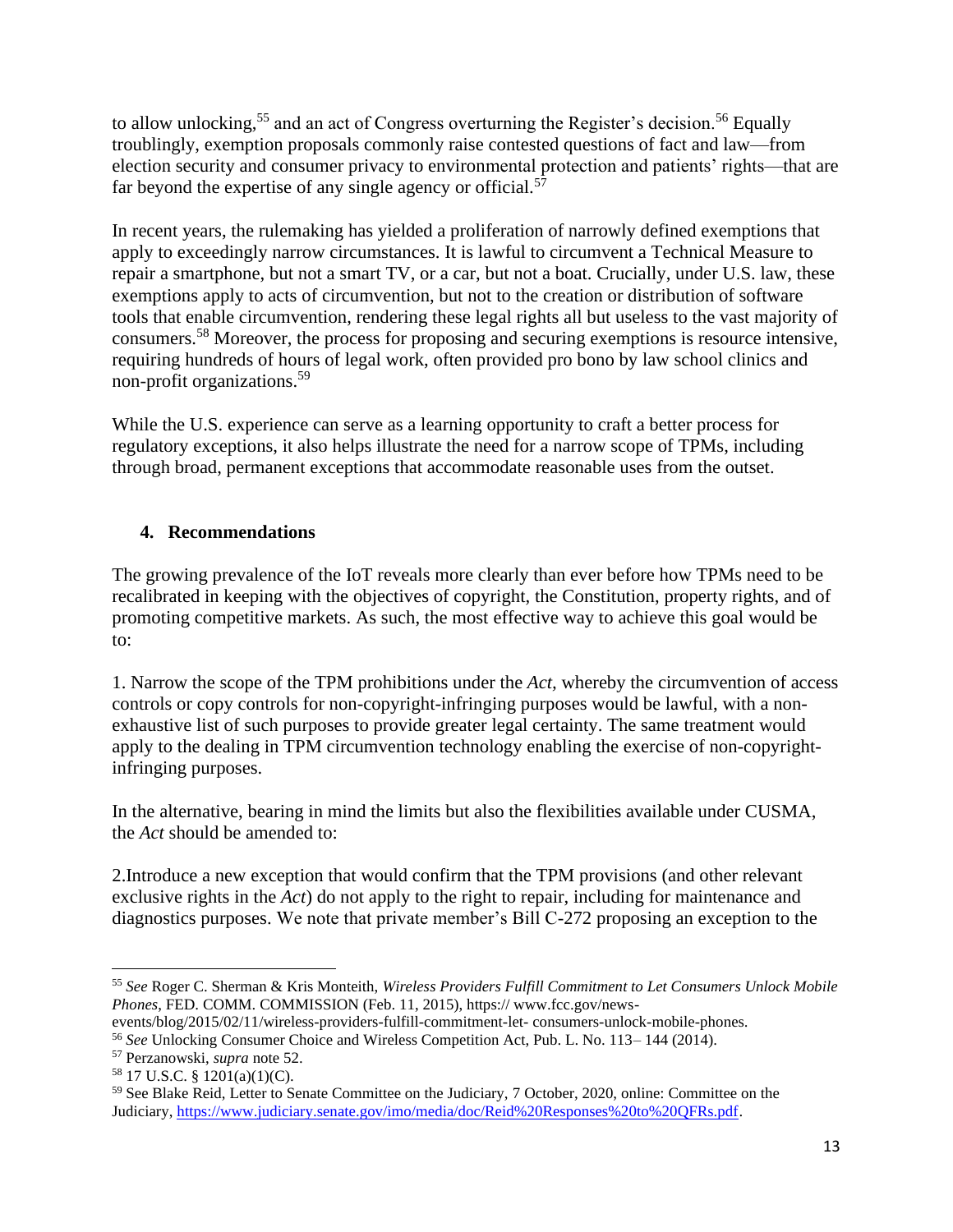to allow unlocking,[55] and an act of Congress overturning the Register's decision.[56] Equally troublingly, exemption proposals commonly raise contested questions of fact and law—from election security and consumer privacy to environmental protection and patients' rights—that are far beyond the expertise of any single agency or official.[57]

In recent years, the rulemaking has yielded a proliferation of narrowly defined exemptions that apply to exceedingly narrow circumstances. It is lawful to circumvent a Technical Measure to repair a smartphone, but not a smart TV, or a car, but not a boat. Crucially, under U.S. law, these exemptions apply to acts of circumvention, but not to the creation or distribution of software tools that enable circumvention, rendering these legal rights all but useless to the vast majority of consumers.[58] Moreover, the process for proposing and securing exemptions is resource intensive, requiring hundreds of hours of legal work, often provided pro bono by law school clinics and non-profit organizations.[59]

While the U.S. experience can serve as a learning opportunity to craft a better process for regulatory exceptions, it also helps illustrate the need for a narrow scope of TPMs, including through broad, permanent exceptions that accommodate reasonable uses from the outset.

## 4. Recommendations

The growing prevalence of the IoT reveals more clearly than ever before how TPMs need to be recalibrated in keeping with the objectives of copyright, the Constitution, property rights, and of promoting competitive markets. As such, the most effective way to achieve this goal would be to:

1. Narrow the scope of the TPM prohibitions under the *Act*, whereby the circumvention of access controls or copy controls for non-copyright-infringing purposes would be lawful, with a non-exhaustive list of such purposes to provide greater legal certainty. The same treatment would apply to the dealing in TPM circumvention technology enabling the exercise of non-copyright-infringing purposes.

In the alternative, bearing in mind the limits but also the flexibilities available under CUSMA, the *Act* should be amended to:

2. Introduce a new exception that would confirm that the TPM provisions (and other relevant exclusive rights in the *Act*) do not apply to the right to repair, including for maintenance and diagnostics purposes. We note that private member's Bill C-272 proposing an exception to the

---

[55] *See* Roger C. Sherman & Kris Monteith, *Wireless Providers Fulfill Commitment to Let Consumers Unlock Mobile Phones*, FED. COMM. COMMISSION (Feb. 11, 2015), https:// www.fcc.gov/news-events/blog/2015/02/11/wireless-providers-fulfill-commitment-let- consumers-unlock-mobile-phones.

[56] *See* Unlocking Consumer Choice and Wireless Competition Act, Pub. L. No. 113– 144 (2014).

[57] Perzanowski, *supra* note 52.

[58] 17 U.S.C. § 1201(a)(1)(C).

[59] See Blake Reid, Letter to Senate Committee on the Judiciary, 7 October, 2020, online: Committee on the Judiciary, https://www.judiciary.senate.gov/imo/media/doc/Reid%20Responses%20to%20QFRs.pdf.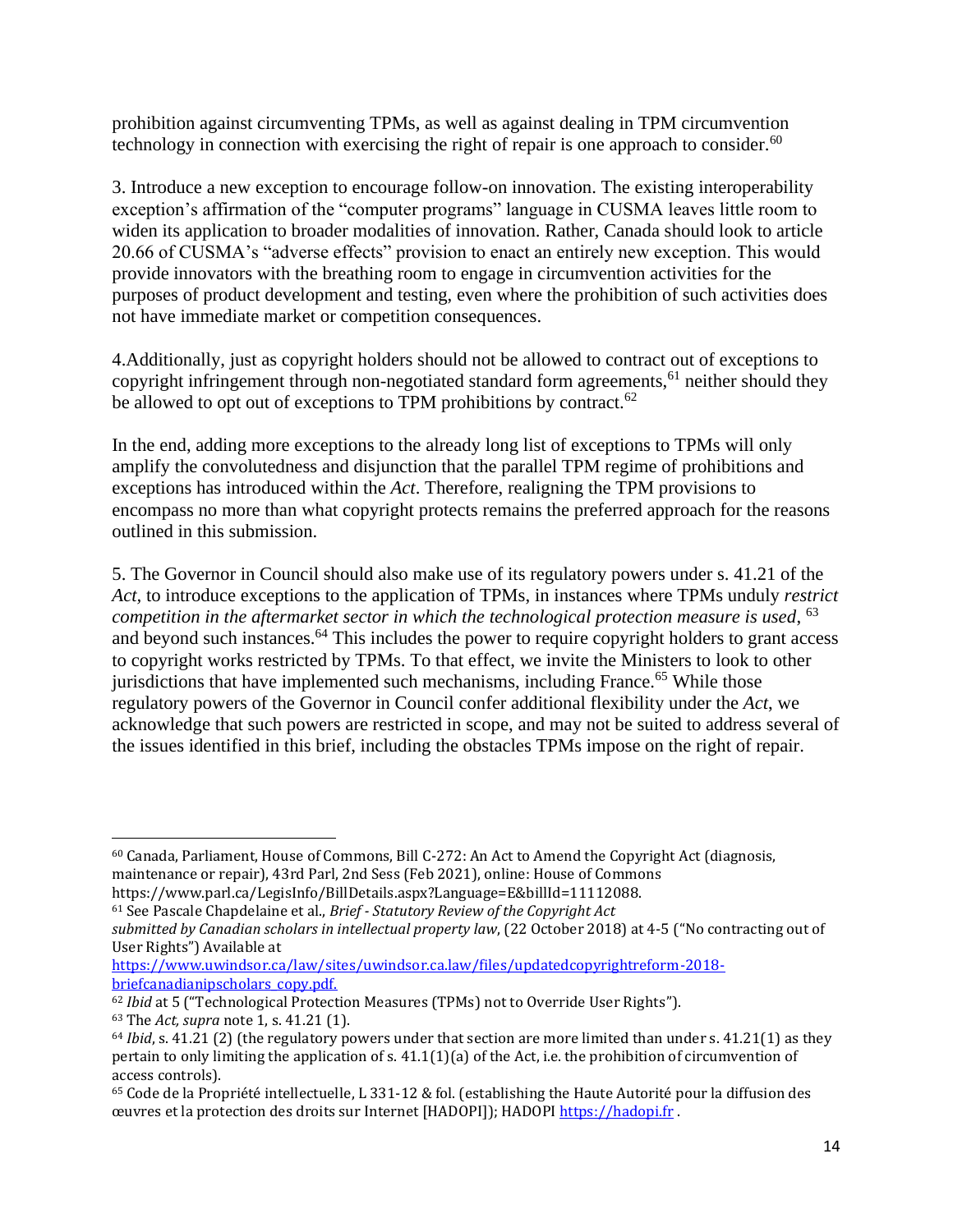prohibition against circumventing TPMs, as well as against dealing in TPM circumvention technology in connection with exercising the right of repair is one approach to consider.[60]

3. Introduce a new exception to encourage follow-on innovation. The existing interoperability exception's affirmation of the "computer programs" language in CUSMA leaves little room to widen its application to broader modalities of innovation. Rather, Canada should look to article 20.66 of CUSMA's "adverse effects" provision to enact an entirely new exception. This would provide innovators with the breathing room to engage in circumvention activities for the purposes of product development and testing, even where the prohibition of such activities does not have immediate market or competition consequences.

4.Additionally, just as copyright holders should not be allowed to contract out of exceptions to copyright infringement through non-negotiated standard form agreements,[61] neither should they be allowed to opt out of exceptions to TPM prohibitions by contract.[62]

In the end, adding more exceptions to the already long list of exceptions to TPMs will only amplify the convolutedness and disjunction that the parallel TPM regime of prohibitions and exceptions has introduced within the *Act*. Therefore, realigning the TPM provisions to encompass no more than what copyright protects remains the preferred approach for the reasons outlined in this submission.

5. The Governor in Council should also make use of its regulatory powers under s. 41.21 of the *Act*, to introduce exceptions to the application of TPMs, in instances where TPMs unduly *restrict competition in the aftermarket sector in which the technological protection measure is used*, [63] and beyond such instances.[64] This includes the power to require copyright holders to grant access to copyright works restricted by TPMs. To that effect, we invite the Ministers to look to other jurisdictions that have implemented such mechanisms, including France.[65] While those regulatory powers of the Governor in Council confer additional flexibility under the *Act*, we acknowledge that such powers are restricted in scope, and may not be suited to address several of the issues identified in this brief, including the obstacles TPMs impose on the right of repair.

---

[60] Canada, Parliament, House of Commons, Bill C-272: An Act to Amend the Copyright Act (diagnosis, maintenance or repair), 43rd Parl, 2nd Sess (Feb 2021), online: House of Commons https://www.parl.ca/LegisInfo/BillDetails.aspx?Language=E&billId=11112088.

[61] See Pascale Chapdelaine et al., *Brief - Statutory Review of the Copyright Act submitted by Canadian scholars in intellectual property law*, (22 October 2018) at 4-5 ("No contracting out of User Rights") Available at https://www.uwindsor.ca/law/sites/uwindsor.ca.law/files/updatedcopyrightreform-2018-briefcanadianipscholars_copy.pdf.

[62] *Ibid* at 5 ("Technological Protection Measures (TPMs) not to Override User Rights").

[63] The *Act, supra* note 1, s. 41.21 (1).

[64] *Ibid*, s. 41.21 (2) (the regulatory powers under that section are more limited than under s. 41.21(1) as they pertain to only limiting the application of s. 41.1(1)(a) of the Act, i.e. the prohibition of circumvention of access controls).

[65] Code de la Propriété intellectuelle, L 331-12 & fol. (establishing the Haute Autorité pour la diffusion des œuvres et la protection des droits sur Internet [HADOPI]); HADOPI https://hadopi.fr .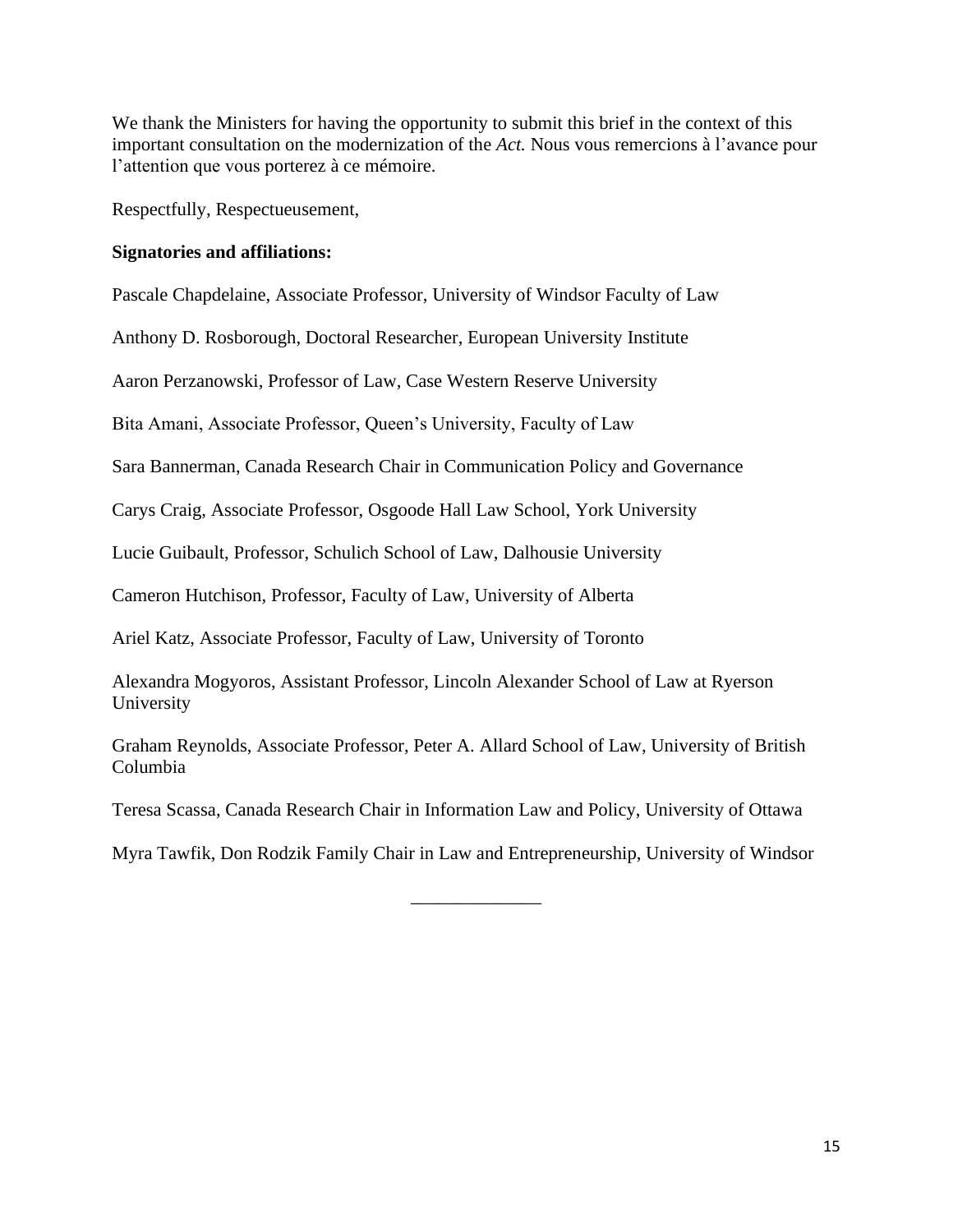We thank the Ministers for having the opportunity to submit this brief in the context of this important consultation on the modernization of the *Act.* Nous vous remercions à l'avance pour l'attention que vous porterez à ce mémoire.

Respectfully, Respectueusement,

**Signatories and affiliations:**

Pascale Chapdelaine, Associate Professor, University of Windsor Faculty of Law

Anthony D. Rosborough, Doctoral Researcher, European University Institute

Aaron Perzanowski, Professor of Law, Case Western Reserve University

Bita Amani, Associate Professor, Queen's University, Faculty of Law

Sara Bannerman, Canada Research Chair in Communication Policy and Governance

Carys Craig, Associate Professor, Osgoode Hall Law School, York University

Lucie Guibault, Professor, Schulich School of Law, Dalhousie University

Cameron Hutchison, Professor, Faculty of Law, University of Alberta

Ariel Katz, Associate Professor, Faculty of Law, University of Toronto

Alexandra Mogyoros, Assistant Professor, Lincoln Alexander School of Law at Ryerson University

Graham Reynolds, Associate Professor, Peter A. Allard School of Law, University of British Columbia

Teresa Scassa, Canada Research Chair in Information Law and Policy, University of Ottawa

Myra Tawfik, Don Rodzik Family Chair in Law and Entrepreneurship, University of Windsor

______________